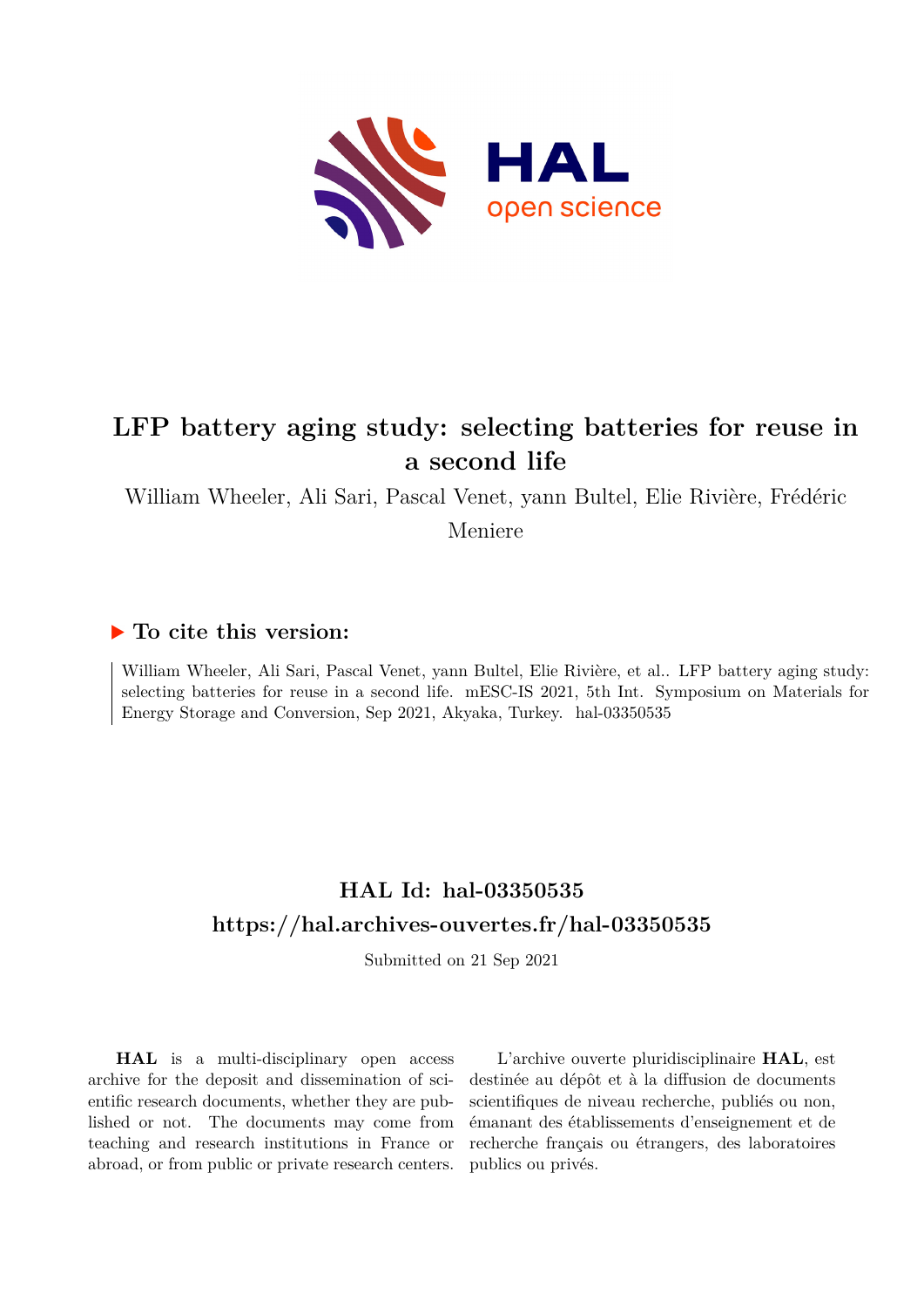# LFP battery aging study: selecting batteries for reuse in a second life

William Wheeler, Ali Sari, Pascal Venet, yann Bultel, Elie Rivière, Frédéric Meniere

## ▶ To cite this version:

William Wheeler, Ali Sari, Pascal Venet, yann Bultel, Elie Rivière, et al.. LFP battery aging study: selecting batteries for reuse in a second life. mESC-IS 2021, 5th Int. Symposium on Materials for Energy Storage and Conversion, Sep 2021, Akyaka, Turkey. hal-03350535

## HAL Id: hal-03350535

## https://hal.archives-ouvertes.fr/hal-03350535

Submitted on 21 Sep 2021

**HAL** is a multi-disciplinary open access archive for the deposit and dissemination of scientific research documents, whether they are published or not. The documents may come from teaching and research institutions in France or abroad, or from public or private research centers.

L'archive ouverte pluridisciplinaire **HAL**, est destinée au dépôt et à la diffusion de documents scientifiques de niveau recherche, publiés ou non, émanant des établissements d'enseignement et de recherche français ou étrangers, des laboratoires publics ou privés.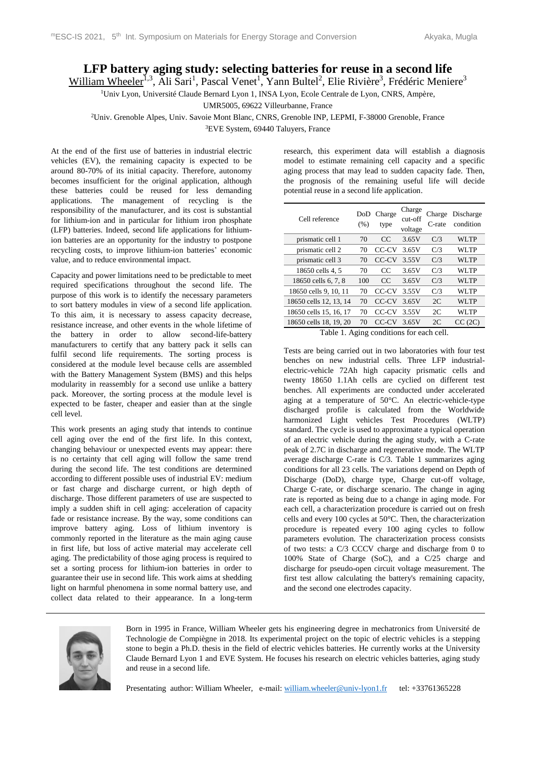# LFP battery aging study: selecting batteries for reuse in a second life

William Wheeler[1,3], Ali Sari[1], Pascal Venet[1], Yann Bultel[2], Elie Rivière[3], Frédéric Meniere[3]

[1]Univ Lyon, Université Claude Bernard Lyon 1, INSA Lyon, Ecole Centrale de Lyon, CNRS, Ampère, UMR5005, 69622 Villeurbanne, France

[2]Univ. Grenoble Alpes, Univ. Savoie Mont Blanc, CNRS, Grenoble INP, LEPMI, F-38000 Grenoble, France

[3]EVE System, 69440 Taluyers, France

At the end of the first use of batteries in industrial electric vehicles (EV), the remaining capacity is expected to be around 80-70% of its initial capacity. Therefore, autonomy becomes insufficient for the original application, although these batteries could be reused for less demanding applications. The management of recycling is the responsibility of the manufacturer, and its cost is substantial for lithium-ion and in particular for lithium iron phosphate (LFP) batteries. Indeed, second life applications for lithium-ion batteries are an opportunity for the industry to postpone recycling costs, to improve lithium-ion batteries' economic value, and to reduce environmental impact.

Capacity and power limitations need to be predictable to meet required specifications throughout the second life. The purpose of this work is to identify the necessary parameters to sort battery modules in view of a second life application. To this aim, it is necessary to assess capacity decrease, resistance increase, and other events in the whole lifetime of the battery in order to allow second-life-battery manufacturers to certify that any battery pack it sells can fulfil second life requirements. The sorting process is considered at the module level because cells are assembled with the Battery Management System (BMS) and this helps modularity in reassembly for a second use unlike a battery pack. Moreover, the sorting process at the module level is expected to be faster, cheaper and easier than at the single cell level.

This work presents an aging study that intends to continue cell aging over the end of the first life. In this context, changing behaviour or unexpected events may appear: there is no certainty that cell aging will follow the same trend during the second life. The test conditions are determined according to different possible uses of industrial EV: medium or fast charge and discharge current, or high depth of discharge. Those different parameters of use are suspected to imply a sudden shift in cell aging: acceleration of capacity fade or resistance increase. By the way, some conditions can improve battery aging. Loss of lithium inventory is commonly reported in the literature as the main aging cause in first life, but loss of active material may accelerate cell aging. The predictability of those aging process is required to set a sorting process for lithium-ion batteries in order to guarantee their use in second life. This work aims at shedding light on harmful phenomena in some normal battery use, and collect data related to their appearance. In a long-term research, this experiment data will establish a diagnosis model to estimate remaining cell capacity and a specific aging process that may lead to sudden capacity fade. Then, the prognosis of the remaining useful life will decide potential reuse in a second life application.

| Cell reference | DoD (%) | Charge type | Charge cut-off voltage | Charge C-rate | Discharge condition |
|---|---|---|---|---|---|
| prismatic cell 1 | 70 | CC | 3.65V | C/3 | WLTP |
| prismatic cell 2 | 70 | CC-CV | 3.65V | C/3 | WLTP |
| prismatic cell 3 | 70 | CC-CV | 3.55V | C/3 | WLTP |
| 18650 cells 4, 5 | 70 | CC | 3.65V | C/3 | WLTP |
| 18650 cells 6, 7, 8 | 100 | CC | 3.65V | C/3 | WLTP |
| 18650 cells 9, 10, 11 | 70 | CC-CV | 3.55V | C/3 | WLTP |
| 18650 cells 12, 13, 14 | 70 | CC-CV | 3.65V | 2C | WLTP |
| 18650 cells 15, 16, 17 | 70 | CC-CV | 3.55V | 2C | WLTP |
| 18650 cells 18, 19, 20 | 70 | CC-CV | 3.65V | 2C | CC (2C) |

Table 1. Aging conditions for each cell.

Tests are being carried out in two laboratories with four test benches on new industrial cells. Three LFP industrial-electric-vehicle 72Ah high capacity prismatic cells and twenty 18650 1.1Ah cells are cyclied on different test benches. All experiments are conducted under accelerated aging at a temperature of 50°C. An electric-vehicle-type discharged profile is calculated from the Worldwide harmonized Light vehicles Test Procedures (WLTP) standard. The cycle is used to approximate a typical operation of an electric vehicle during the aging study, with a C-rate peak of 2.7C in discharge and regenerative mode. The WLTP average discharge C-rate is C/3. Table 1 summarizes aging conditions for all 23 cells. The variations depend on Depth of Discharge (DoD), charge type, Charge cut-off voltage, Charge C-rate, or discharge scenario. The change in aging rate is reported as being due to a change in aging mode. For each cell, a characterization procedure is carried out on fresh cells and every 100 cycles at 50°C. Then, the characterization procedure is repeated every 100 aging cycles to follow parameters evolution. The characterization process consists of two tests: a C/3 CCCV charge and discharge from 0 to 100% State of Charge (SoC), and a C/25 charge and discharge for pseudo-open circuit voltage measurement. The first test allow calculating the battery's remaining capacity, and the second one electrodes capacity.

Born in 1995 in France, William Wheeler gets his engineering degree in mechatronics from Université de Technologie de Compiègne in 2018. Its experimental project on the topic of electric vehicles is a stepping stone to begin a Ph.D. thesis in the field of electric vehicles batteries. He currently works at the University Claude Bernard Lyon 1 and EVE System. He focuses his research on electric vehicles batteries, aging study and reuse in a second life.

Presentating author: William Wheeler, e-mail: william.wheeler@univ-lyon1.fr tel: +33761365228